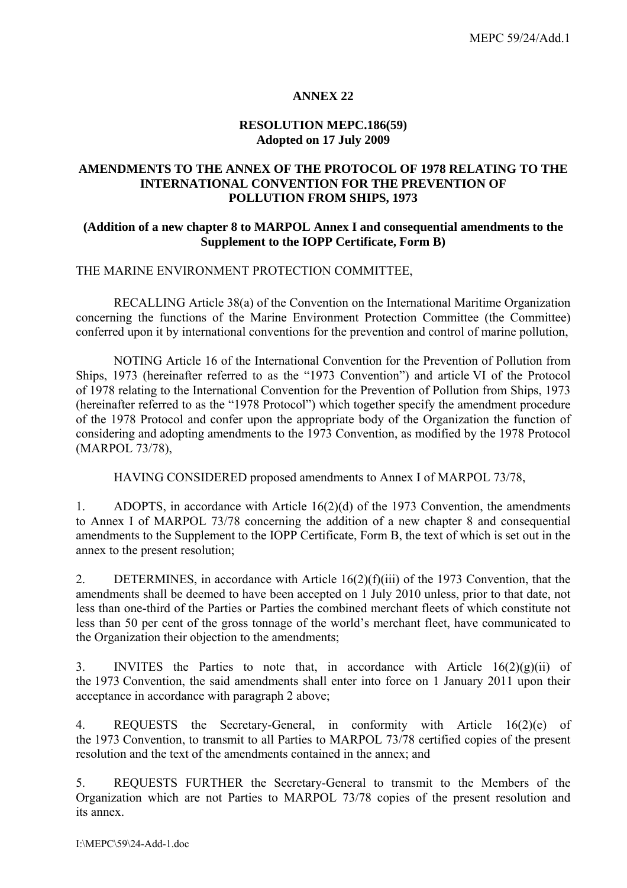# ANNEX 22

## RESOLUTION MEPC.186(59)
**Adopted on 17 July 2009**

## AMENDMENTS TO THE ANNEX OF THE PROTOCOL OF 1978 RELATING TO THE INTERNATIONAL CONVENTION FOR THE PREVENTION OF POLLUTION FROM SHIPS, 1973

### (Addition of a new chapter 8 to MARPOL Annex I and consequential amendments to the Supplement to the IOPP Certificate, Form B)

THE MARINE ENVIRONMENT PROTECTION COMMITTEE,

RECALLING Article 38(a) of the Convention on the International Maritime Organization concerning the functions of the Marine Environment Protection Committee (the Committee) conferred upon it by international conventions for the prevention and control of marine pollution,

NOTING Article 16 of the International Convention for the Prevention of Pollution from Ships, 1973 (hereinafter referred to as the "1973 Convention") and article VI of the Protocol of 1978 relating to the International Convention for the Prevention of Pollution from Ships, 1973 (hereinafter referred to as the "1978 Protocol") which together specify the amendment procedure of the 1978 Protocol and confer upon the appropriate body of the Organization the function of considering and adopting amendments to the 1973 Convention, as modified by the 1978 Protocol (MARPOL 73/78),

HAVING CONSIDERED proposed amendments to Annex I of MARPOL 73/78,

1. ADOPTS, in accordance with Article 16(2)(d) of the 1973 Convention, the amendments to Annex I of MARPOL 73/78 concerning the addition of a new chapter 8 and consequential amendments to the Supplement to the IOPP Certificate, Form B, the text of which is set out in the annex to the present resolution;

2. DETERMINES, in accordance with Article 16(2)(f)(iii) of the 1973 Convention, that the amendments shall be deemed to have been accepted on 1 July 2010 unless, prior to that date, not less than one-third of the Parties or Parties the combined merchant fleets of which constitute not less than 50 per cent of the gross tonnage of the world's merchant fleet, have communicated to the Organization their objection to the amendments;

3. INVITES the Parties to note that, in accordance with Article 16(2)(g)(ii) of the 1973 Convention, the said amendments shall enter into force on 1 January 2011 upon their acceptance in accordance with paragraph 2 above;

4. REQUESTS the Secretary-General, in conformity with Article 16(2)(e) of the 1973 Convention, to transmit to all Parties to MARPOL 73/78 certified copies of the present resolution and the text of the amendments contained in the annex; and

5. REQUESTS FURTHER the Secretary-General to transmit to the Members of the Organization which are not Parties to MARPOL 73/78 copies of the present resolution and its annex.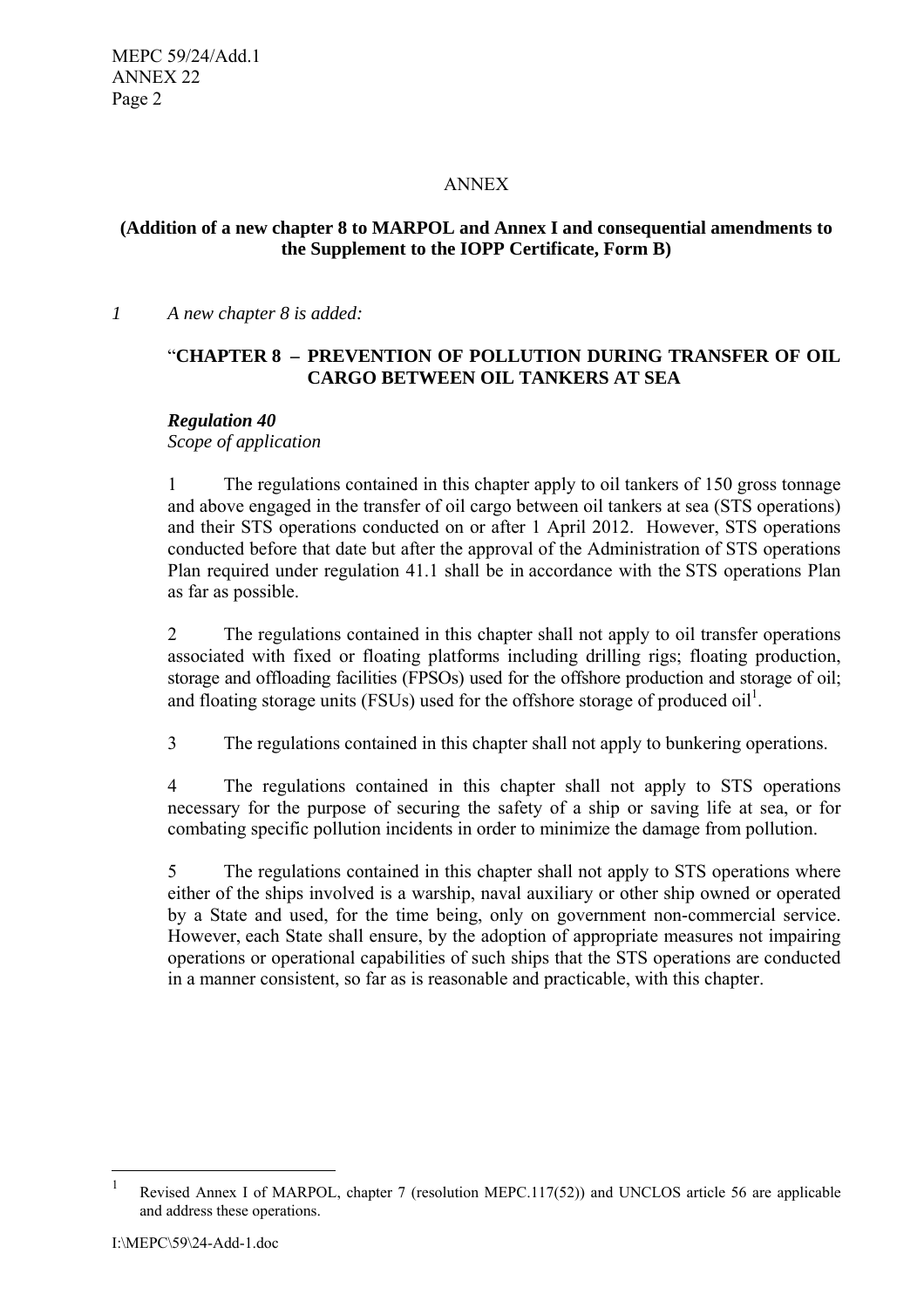ANNEX

**(Addition of a new chapter 8 to MARPOL and Annex I and consequential amendments to the Supplement to the IOPP Certificate, Form B)**

*1 A new chapter 8 is added:*

"**CHAPTER 8 – PREVENTION OF POLLUTION DURING TRANSFER OF OIL CARGO BETWEEN OIL TANKERS AT SEA**

***Regulation 40***
*Scope of application*

1 The regulations contained in this chapter apply to oil tankers of 150 gross tonnage and above engaged in the transfer of oil cargo between oil tankers at sea (STS operations) and their STS operations conducted on or after 1 April 2012. However, STS operations conducted before that date but after the approval of the Administration of STS operations Plan required under regulation 41.1 shall be in accordance with the STS operations Plan as far as possible.

2 The regulations contained in this chapter shall not apply to oil transfer operations associated with fixed or floating platforms including drilling rigs; floating production, storage and offloading facilities (FPSOs) used for the offshore production and storage of oil; and floating storage units (FSUs) used for the offshore storage of produced oil[1].

3 The regulations contained in this chapter shall not apply to bunkering operations.

4 The regulations contained in this chapter shall not apply to STS operations necessary for the purpose of securing the safety of a ship or saving life at sea, or for combating specific pollution incidents in order to minimize the damage from pollution.

5 The regulations contained in this chapter shall not apply to STS operations where either of the ships involved is a warship, naval auxiliary or other ship owned or operated by a State and used, for the time being, only on government non-commercial service. However, each State shall ensure, by the adoption of appropriate measures not impairing operations or operational capabilities of such ships that the STS operations are conducted in a manner consistent, so far as is reasonable and practicable, with this chapter.

---

[1] Revised Annex I of MARPOL, chapter 7 (resolution MEPC.117(52)) and UNCLOS article 56 are applicable and address these operations.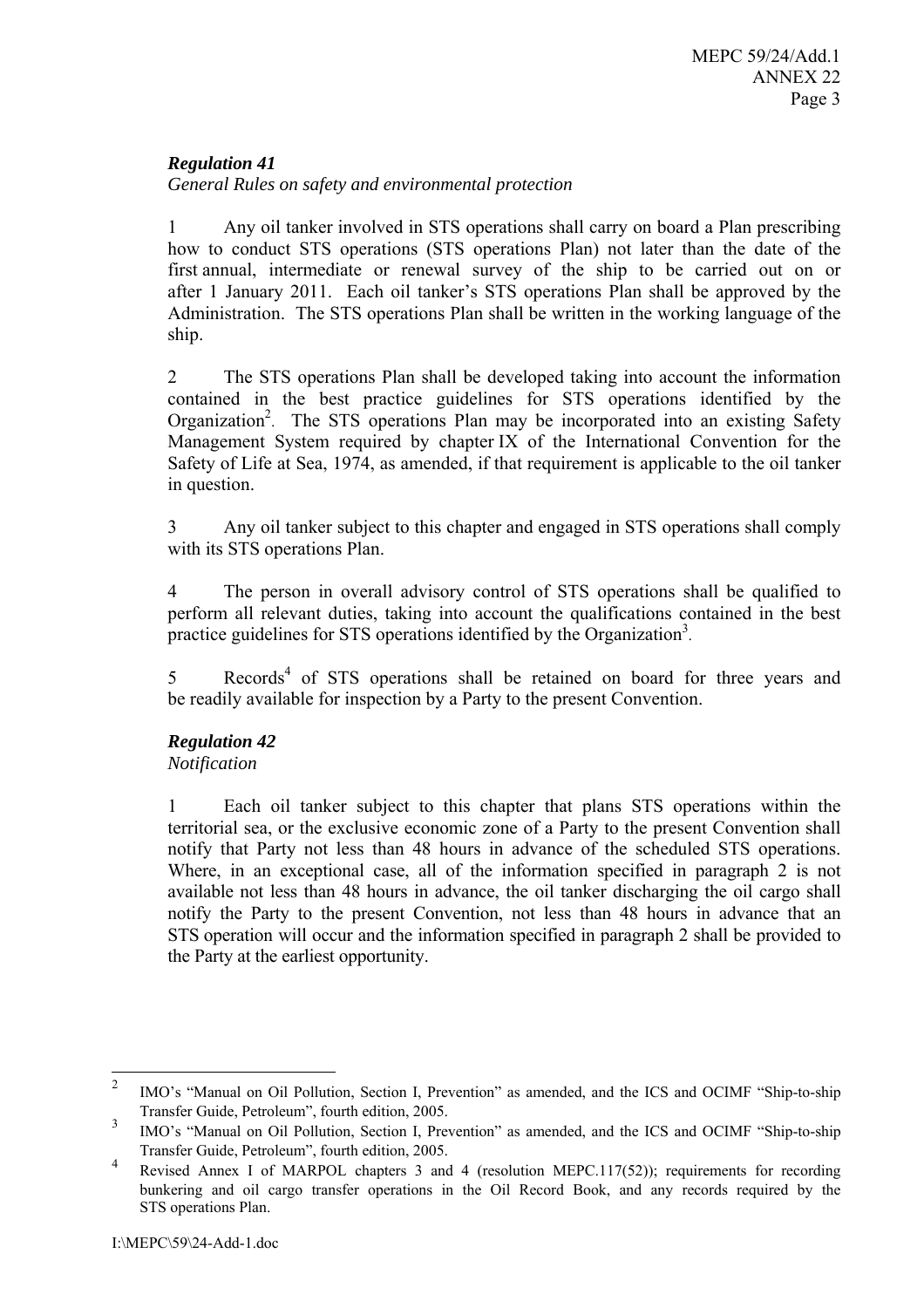### *Regulation 41*

*General Rules on safety and environmental protection*

1 Any oil tanker involved in STS operations shall carry on board a Plan prescribing how to conduct STS operations (STS operations Plan) not later than the date of the first annual, intermediate or renewal survey of the ship to be carried out on or after 1 January 2011. Each oil tanker's STS operations Plan shall be approved by the Administration. The STS operations Plan shall be written in the working language of the ship.

2 The STS operations Plan shall be developed taking into account the information contained in the best practice guidelines for STS operations identified by the Organization[2]. The STS operations Plan may be incorporated into an existing Safety Management System required by chapter IX of the International Convention for the Safety of Life at Sea, 1974, as amended, if that requirement is applicable to the oil tanker in question.

3 Any oil tanker subject to this chapter and engaged in STS operations shall comply with its STS operations Plan.

4 The person in overall advisory control of STS operations shall be qualified to perform all relevant duties, taking into account the qualifications contained in the best practice guidelines for STS operations identified by the Organization[3].

5 Records[4] of STS operations shall be retained on board for three years and be readily available for inspection by a Party to the present Convention.

### *Regulation 42*

*Notification*

1 Each oil tanker subject to this chapter that plans STS operations within the territorial sea, or the exclusive economic zone of a Party to the present Convention shall notify that Party not less than 48 hours in advance of the scheduled STS operations. Where, in an exceptional case, all of the information specified in paragraph 2 is not available not less than 48 hours in advance, the oil tanker discharging the oil cargo shall notify the Party to the present Convention, not less than 48 hours in advance that an STS operation will occur and the information specified in paragraph 2 shall be provided to the Party at the earliest opportunity.

---

[2] IMO's "Manual on Oil Pollution, Section I, Prevention" as amended, and the ICS and OCIMF "Ship-to-ship Transfer Guide, Petroleum", fourth edition, 2005.

[3] IMO's "Manual on Oil Pollution, Section I, Prevention" as amended, and the ICS and OCIMF "Ship-to-ship Transfer Guide, Petroleum", fourth edition, 2005.

[4] Revised Annex I of MARPOL chapters 3 and 4 (resolution MEPC.117(52)); requirements for recording bunkering and oil cargo transfer operations in the Oil Record Book, and any records required by the STS operations Plan.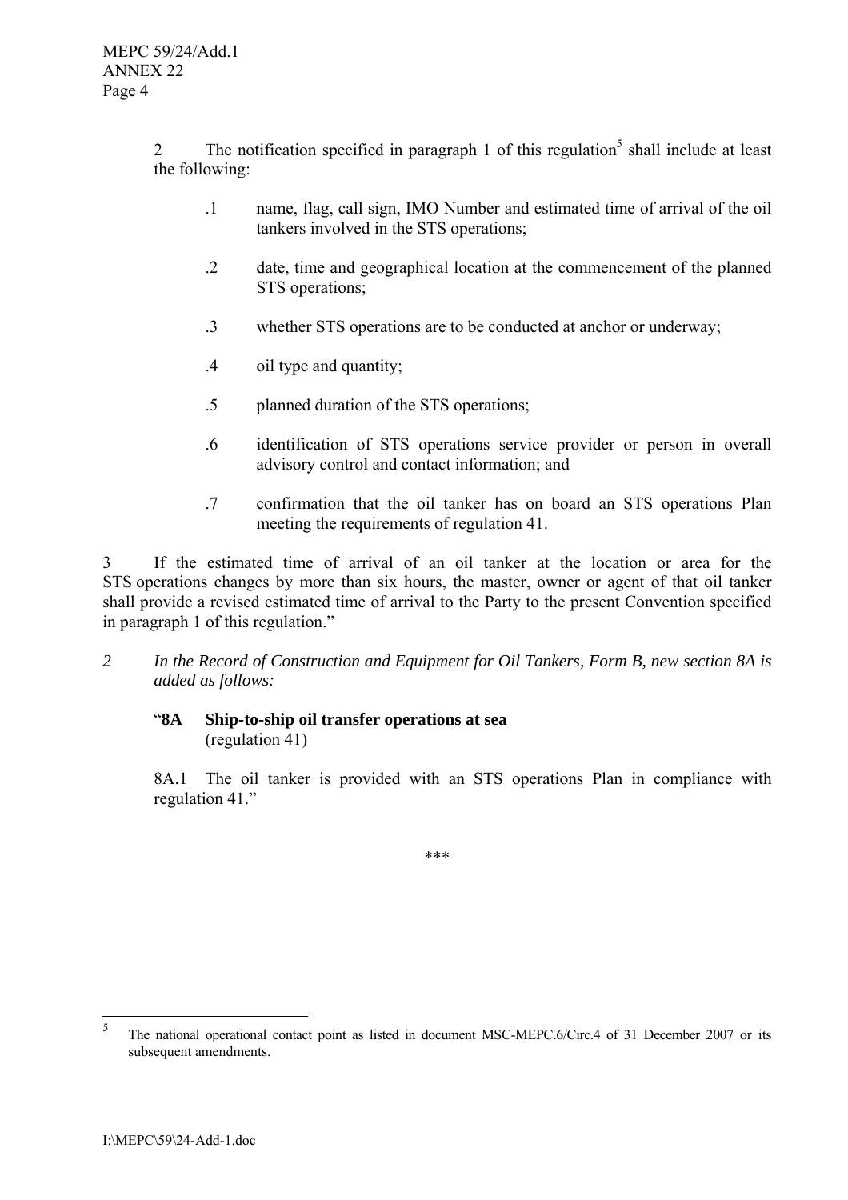2 The notification specified in paragraph 1 of this regulation[5] shall include at least the following:

.1 name, flag, call sign, IMO Number and estimated time of arrival of the oil tankers involved in the STS operations;

.2 date, time and geographical location at the commencement of the planned STS operations;

.3 whether STS operations are to be conducted at anchor or underway;

.4 oil type and quantity;

.5 planned duration of the STS operations;

.6 identification of STS operations service provider or person in overall advisory control and contact information; and

.7 confirmation that the oil tanker has on board an STS operations Plan meeting the requirements of regulation 41.

3 If the estimated time of arrival of an oil tanker at the location or area for the STS operations changes by more than six hours, the master, owner or agent of that oil tanker shall provide a revised estimated time of arrival to the Party to the present Convention specified in paragraph 1 of this regulation."

*2 In the Record of Construction and Equipment for Oil Tankers, Form B, new section 8A is added as follows:*

"**8A Ship-to-ship oil transfer operations at sea**
(regulation 41)

8A.1 The oil tanker is provided with an STS operations Plan in compliance with regulation 41."

\*\*\*

[5] The national operational contact point as listed in document MSC-MEPC.6/Circ.4 of 31 December 2007 or its subsequent amendments.